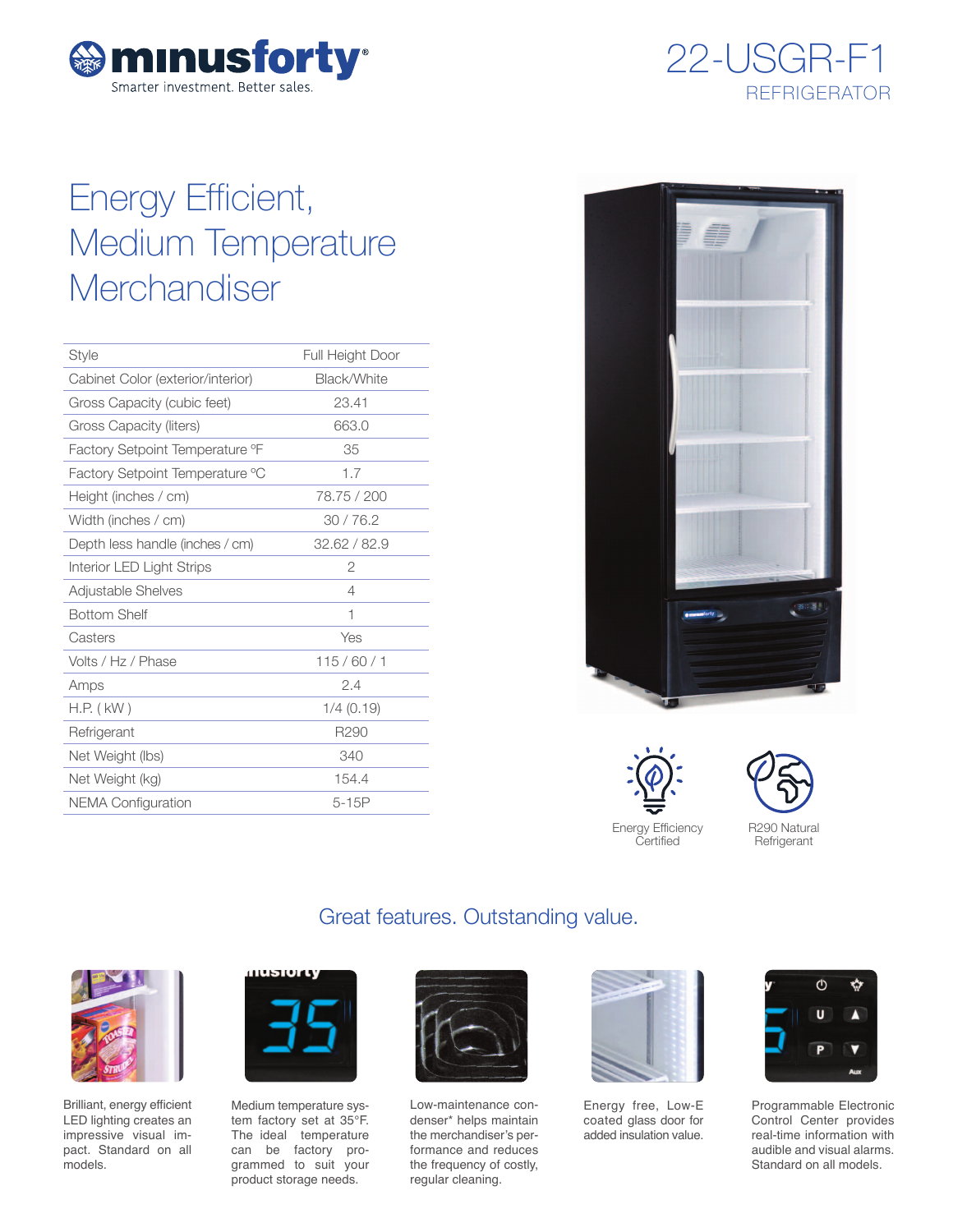minusforty®

Smarter investment. Better sales.

# 22-USGR-F1

## REFRIGERATOR

# Energy Efficient, Medium Temperature Merchandiser

| Style | Full Height Door |
|---|---|
| Cabinet Color (exterior/interior) | Black/White |
| Gross Capacity (cubic feet) | 23.41 |
| Gross Capacity (liters) | 663.0 |
| Factory Setpoint Temperature °F | 35 |
| Factory Setpoint Temperature °C | 1.7 |
| Height (inches / cm) | 78.75 / 200 |
| Width (inches / cm) | 30 / 76.2 |
| Depth less handle (inches / cm) | 32.62 / 82.9 |
| Interior LED Light Strips | 2 |
| Adjustable Shelves | 4 |
| Bottom Shelf | 1 |
| Casters | Yes |
| Volts / Hz / Phase | 115 / 60 / 1 |
| Amps | 2.4 |
| H.P. ( kW ) | 1/4 (0.19) |
| Refrigerant | R290 |
| Net Weight (lbs) | 340 |
| Net Weight (kg) | 154.4 |
| NEMA Configuration | 5-15P |

Energy Efficiency Certified

R290 Natural Refrigerant

## Great features. Outstanding value.

Brilliant, energy efficient LED lighting creates an impressive visual impact. Standard on all models.

Medium temperature system factory set at 35°F. The ideal temperature can be factory programmed to suit your product storage needs.

Low-maintenance condenser* helps maintain the merchandiser's performance and reduces the frequency of costly, regular cleaning.

Energy free, Low-E coated glass door for added insulation value.

Programmable Electronic Control Center provides real-time information with audible and visual alarms. Standard on all models.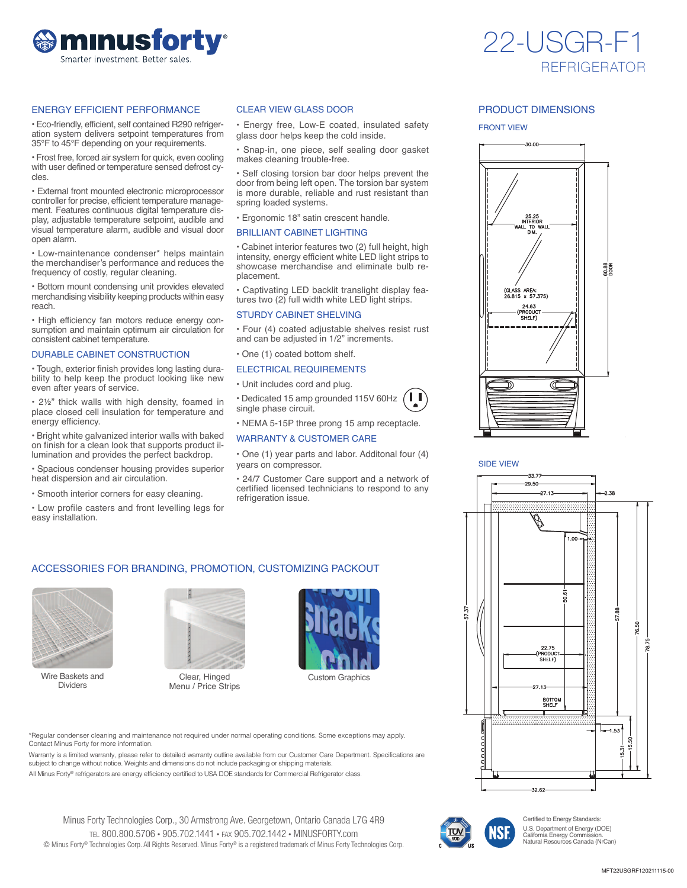# 22-USGR-F1

## REFRIGERATOR

minusforty® Smarter investment. Better sales.

### ENERGY EFFICIENT PERFORMANCE

- Eco-friendly, efficient, self contained R290 refrigeration system delivers setpoint temperatures from 35°F to 45°F depending on your requirements.
- Frost free, forced air system for quick, even cooling with user defined or temperature sensed defrost cycles.
- External front mounted electronic microprocessor controller for precise, efficient temperature management. Features continuous digital temperature display, adjustable temperature setpoint, audible and visual temperature alarm, audible and visual door open alarm.
- Low-maintenance condenser* helps maintain the merchandiser's performance and reduces the frequency of costly, regular cleaning.
- Bottom mount condensing unit provides elevated merchandising visibility keeping products within easy reach.
- High efficiency fan motors reduce energy consumption and maintain optimum air circulation for consistent cabinet temperature.

### DURABLE CABINET CONSTRUCTION

- Tough, exterior finish provides long lasting durability to help keep the product looking like new even after years of service.
- 2½" thick walls with high density, foamed in place closed cell insulation for temperature and energy efficiency.
- Bright white galvanized interior walls with baked on finish for a clean look that supports product illumination and provides the perfect backdrop.
- Spacious condenser housing provides superior heat dispersion and air circulation.
- Smooth interior corners for easy cleaning.
- Low profile casters and front levelling legs for easy installation.

### CLEAR VIEW GLASS DOOR

- Energy free, Low-E coated, insulated safety glass door helps keep the cold inside.
- Snap-in, one piece, self sealing door gasket makes cleaning trouble-free.
- Self closing torsion bar door helps prevent the door from being left open. The torsion bar system is more durable, reliable and rust resistant than spring loaded systems.
- Ergonomic 18" satin crescent handle.

### BRILLIANT CABINET LIGHTING

- Cabinet interior features two (2) full height, high intensity, energy efficient white LED light strips to showcase merchandise and eliminate bulb replacement.
- Captivating LED backlit translight display features two (2) full width white LED light strips.

### STURDY CABINET SHELVING

- Four (4) coated adjustable shelves resist rust and can be adjusted in 1/2" increments.
- One (1) coated bottom shelf.

### ELECTRICAL REQUIREMENTS

- Unit includes cord and plug.
- Dedicated 15 amp grounded 115V 60Hz single phase circuit.
- NEMA 5-15P three prong 15 amp receptacle.

### WARRANTY & CUSTOMER CARE

- One (1) year parts and labor. Additonal four (4) years on compressor.
- 24/7 Customer Care support and a network of certified licensed technicians to respond to any refrigeration issue.

### PRODUCT DIMENSIONS

FRONT VIEW

30.00
25.25 INTERIOR WALL TO WALL DIM.
60.88 DOOR
(GLASS AREA: 26.815 x 57.375)
24.63 (PRODUCT SHELF)

SIDE VIEW

33.77
29.50
27.13
2.38
1.00
50.61
57.37
57.88
76.50
78.75
22.75 (PRODUCT SHELF)
27.13
BOTTOM SHELF
1.53
15.31
15.50
32.62

### ACCESSORIES FOR BRANDING, PROMOTION, CUSTOMIZING PACKOUT

Wire Baskets and Dividers

Clear, Hinged Menu / Price Strips

Custom Graphics

*Regular condenser cleaning and maintenance not required under normal operating conditions. Some exceptions may apply. Contact Minus Forty for more information.

Warranty is a limited warranty, please refer to detailed warranty outline available from our Customer Care Department. Specifications are subject to change without notice. Weights and dimensions do not include packaging or shipping materials.

All Minus Forty® refrigerators are energy efficiency certified to USA DOE standards for Commercial Refrigerator class.

Minus Forty Technologies Corp., 30 Armstrong Ave. Georgetown, Ontario Canada L7G 4R9
TEL 800.800.5706 • 905.702.1441 • FAX 905.702.1442 • MINUSFORTY.com
© Minus Forty® Technologies Corp. All Rights Reserved. Minus Forty® is a registered trademark of Minus Forty Technologies Corp.

Certified to Energy Standards:
U.S. Department of Energy (DOE)
California Energy Commission.
Natural Resources Canada (NrCan)

MFT22USGRF120211115-00